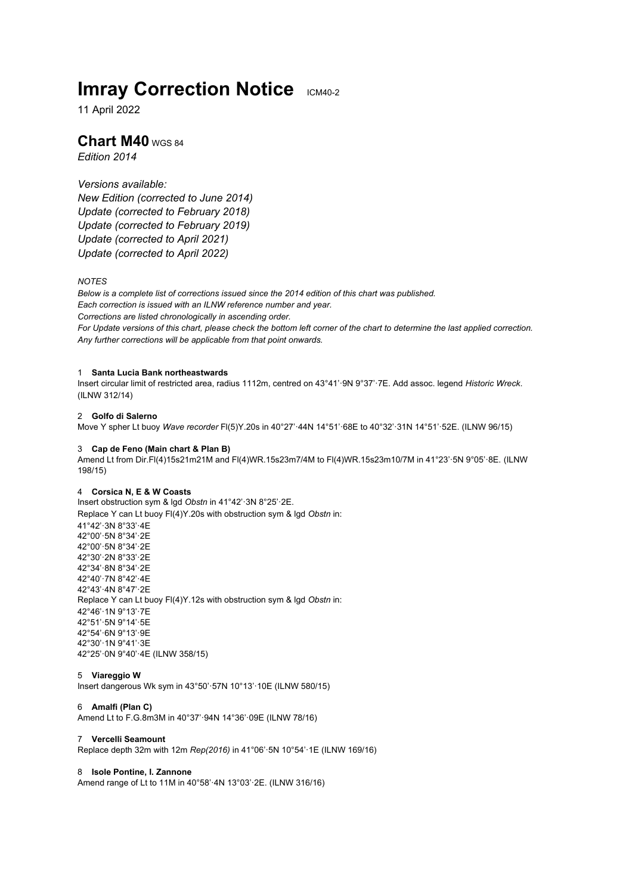# Imray Correction Notice ICM40-2

11 April 2022

## Chart M40 WGS 84

*Edition 2014*

*Versions available:*
*New Edition (corrected to June 2014)*
*Update (corrected to February 2018)*
*Update (corrected to February 2019)*
*Update (corrected to April 2021)*
*Update (corrected to April 2022)*

*NOTES*
*Below is a complete list of corrections issued since the 2014 edition of this chart was published.*
*Each correction is issued with an ILNW reference number and year.*
*Corrections are listed chronologically in ascending order.*
*For Update versions of this chart, please check the bottom left corner of the chart to determine the last applied correction.*
*Any further corrections will be applicable from that point onwards.*

1 **Santa Lucia Bank northeastwards**
Insert circular limit of restricted area, radius 1112m, centred on 43°41'·9N 9°37'·7E. Add assoc. legend *Historic Wreck*. (ILNW 312/14)

2 **Golfo di Salerno**
Move Y spher Lt buoy *Wave recorder* Fl(5)Y.20s in 40°27'·44N 14°51'·68E to 40°32'·31N 14°51'·52E. (ILNW 96/15)

3 **Cap de Feno (Main chart & Plan B)**
Amend Lt from Dir.Fl(4)15s21m21M and Fl(4)WR.15s23m7/4M to Fl(4)WR.15s23m10/7M in 41°23'·5N 9°05'·8E. (ILNW 198/15)

4 **Corsica N, E & W Coasts**
Insert obstruction sym & lgd *Obstn* in 41°42'·3N 8°25'·2E.
Replace Y can Lt buoy Fl(4)Y.20s with obstruction sym & lgd *Obstn* in:
41°42'·3N 8°33'·4E
42°00'·5N 8°34'·2E
42°00'·5N 8°34'·2E
42°30'·2N 8°33'·2E
42°34'·8N 8°34'·2E
42°40'·7N 8°42'·4E
42°43'·4N 8°47'·2E
Replace Y can Lt buoy Fl(4)Y.12s with obstruction sym & lgd *Obstn* in:
42°46'·1N 9°13'·7E
42°51'·5N 9°14'·5E
42°54'·6N 9°13'·9E
42°30'·1N 9°41'·3E
42°25'·0N 9°40'·4E (ILNW 358/15)

5 **Viareggio W**
Insert dangerous Wk sym in 43°50'·57N 10°13'·10E (ILNW 580/15)

6 **Amalfi (Plan C)**
Amend Lt to F.G.8m3M in 40°37'·94N 14°36'·09E (ILNW 78/16)

7 **Vercelli Seamount**
Replace depth 32m with 12m *Rep(2016)* in 41°06'·5N 10°54'·1E (ILNW 169/16)

8 **Isole Pontine, I. Zannone**
Amend range of Lt to 11M in 40°58'·4N 13°03'·2E. (ILNW 316/16)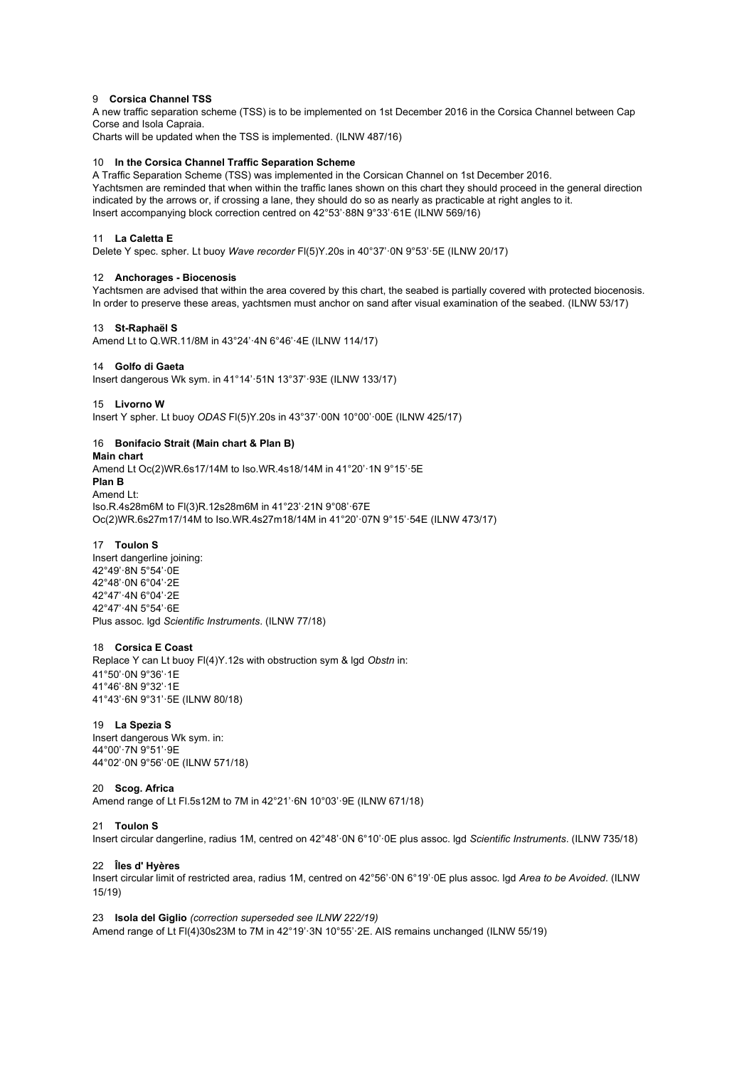9 **Corsica Channel TSS**

A new traffic separation scheme (TSS) is to be implemented on 1st December 2016 in the Corsica Channel between Cap Corse and Isola Capraia.
Charts will be updated when the TSS is implemented. (ILNW 487/16)

10 **In the Corsica Channel Traffic Separation Scheme**

A Traffic Separation Scheme (TSS) was implemented in the Corsican Channel on 1st December 2016.
Yachtsmen are reminded that when within the traffic lanes shown on this chart they should proceed in the general direction indicated by the arrows or, if crossing a lane, they should do so as nearly as practicable at right angles to it.
Insert accompanying block correction centred on 42°53'·88N 9°33'·61E (ILNW 569/16)

11 **La Caletta E**

Delete Y spec. spher. Lt buoy *Wave recorder* Fl(5)Y.20s in 40°37'·0N 9°53'·5E (ILNW 20/17)

12 **Anchorages - Biocenosis**

Yachtsmen are advised that within the area covered by this chart, the seabed is partially covered with protected biocenosis. In order to preserve these areas, yachtsmen must anchor on sand after visual examination of the seabed. (ILNW 53/17)

13 **St-Raphaël S**

Amend Lt to Q.WR.11/8M in 43°24'·4N 6°46'·4E (ILNW 114/17)

14 **Golfo di Gaeta**

Insert dangerous Wk sym. in 41°14'·51N 13°37'·93E (ILNW 133/17)

15 **Livorno W**

Insert Y spher. Lt buoy *ODAS* Fl(5)Y.20s in 43°37'·00N 10°00'·00E (ILNW 425/17)

16 **Bonifacio Strait (Main chart & Plan B)**

**Main chart**
Amend Lt Oc(2)WR.6s17/14M to Iso.WR.4s18/14M in 41°20'·1N 9°15'·5E
**Plan B**
Amend Lt:
Iso.R.4s28m6M to Fl(3)R.12s28m6M in 41°23'·21N 9°08'·67E
Oc(2)WR.6s27m17/14M to Iso.WR.4s27m18/14M in 41°20'·07N 9°15'·54E (ILNW 473/17)

17 **Toulon S**

Insert dangerline joining:
42°49'·8N 5°54'·0E
42°48'·0N 6°04'·2E
42°47'·4N 6°04'·2E
42°47'·4N 5°54'·6E
Plus assoc. lgd *Scientific Instruments*. (ILNW 77/18)

18 **Corsica E Coast**

Replace Y can Lt buoy Fl(4)Y.12s with obstruction sym & lgd *Obstn* in:
41°50'·0N 9°36'·1E
41°46'·8N 9°32'·1E
41°43'·6N 9°31'·5E (ILNW 80/18)

19 **La Spezia S**

Insert dangerous Wk sym. in:
44°00'·7N 9°51'·9E
44°02'·0N 9°56'·0E (ILNW 571/18)

20 **Scog. Africa**

Amend range of Lt Fl.5s12M to 7M in 42°21'·6N 10°03'·9E (ILNW 671/18)

21 **Toulon S**

Insert circular dangerline, radius 1M, centred on 42°48'·0N 6°10'·0E plus assoc. lgd *Scientific Instruments*. (ILNW 735/18)

22 **Îles d' Hyères**

Insert circular limit of restricted area, radius 1M, centred on 42°56'·0N 6°19'·0E plus assoc. lgd *Area to be Avoided*. (ILNW 15/19)

23 **Isola del Giglio** *(correction superseded see ILNW 222/19)*

Amend range of Lt Fl(4)30s23M to 7M in 42°19'·3N 10°55'·2E. AIS remains unchanged (ILNW 55/19)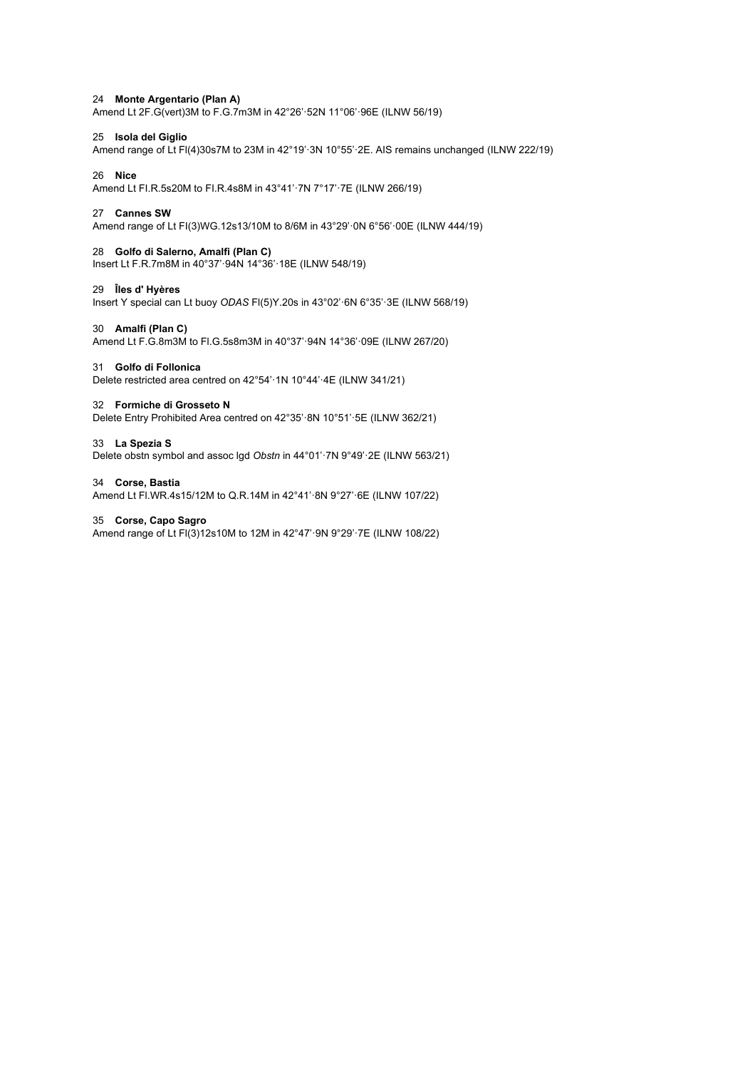24 **Monte Argentario (Plan A)**
Amend Lt 2F.G(vert)3M to F.G.7m3M in 42°26'·52N 11°06'·96E (ILNW 56/19)

25 **Isola del Giglio**
Amend range of Lt Fl(4)30s7M to 23M in 42°19'·3N 10°55'·2E. AIS remains unchanged (ILNW 222/19)

26 **Nice**
Amend Lt Fl.R.5s20M to Fl.R.4s8M in 43°41'·7N 7°17'·7E (ILNW 266/19)

27 **Cannes SW**
Amend range of Lt Fl(3)WG.12s13/10M to 8/6M in 43°29'·0N 6°56'·00E (ILNW 444/19)

28 **Golfo di Salerno, Amalfi (Plan C)**
Insert Lt F.R.7m8M in 40°37'·94N 14°36'·18E (ILNW 548/19)

29 **Îles d' Hyères**
Insert Y special can Lt buoy *ODAS* Fl(5)Y.20s in 43°02'·6N 6°35'·3E (ILNW 568/19)

30 **Amalfi (Plan C)**
Amend Lt F.G.8m3M to Fl.G.5s8m3M in 40°37'·94N 14°36'·09E (ILNW 267/20)

31 **Golfo di Follonica**
Delete restricted area centred on 42°54'·1N 10°44'·4E (ILNW 341/21)

32 **Formiche di Grosseto N**
Delete Entry Prohibited Area centred on 42°35'·8N 10°51'·5E (ILNW 362/21)

33 **La Spezia S**
Delete obstn symbol and assoc lgd *Obstn* in 44°01'·7N 9°49'·2E (ILNW 563/21)

34 **Corse, Bastia**
Amend Lt Fl.WR.4s15/12M to Q.R.14M in 42°41'·8N 9°27'·6E (ILNW 107/22)

35 **Corse, Capo Sagro**
Amend range of Lt Fl(3)12s10M to 12M in 42°47'·9N 9°29'·7E (ILNW 108/22)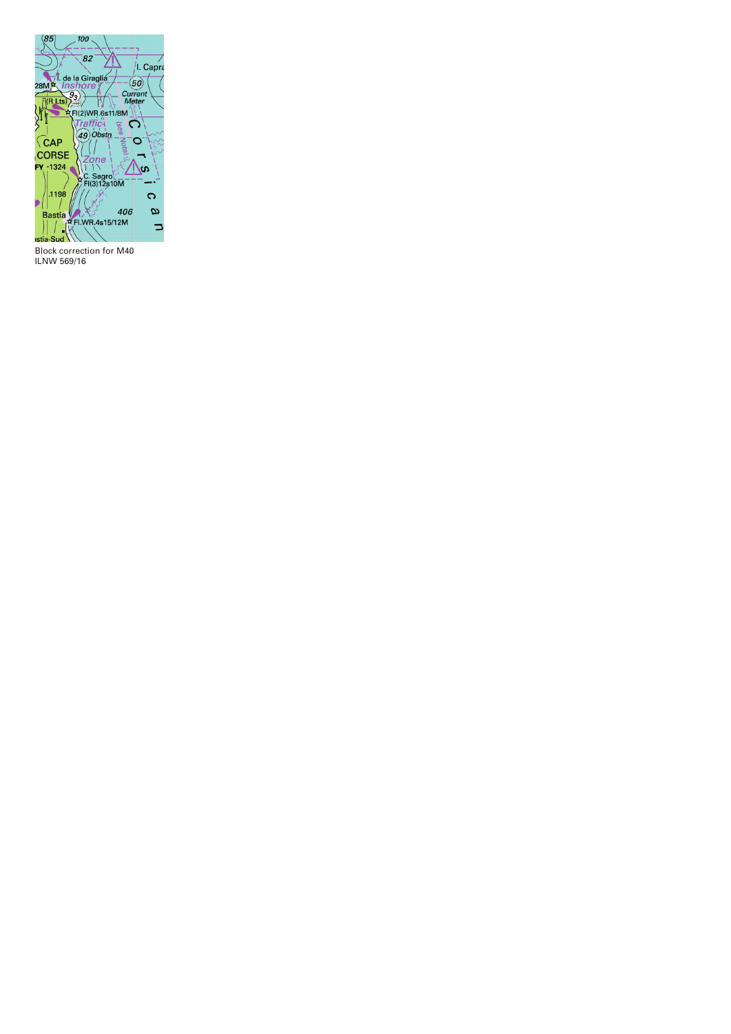Block correction for M40
ILNW 569/16